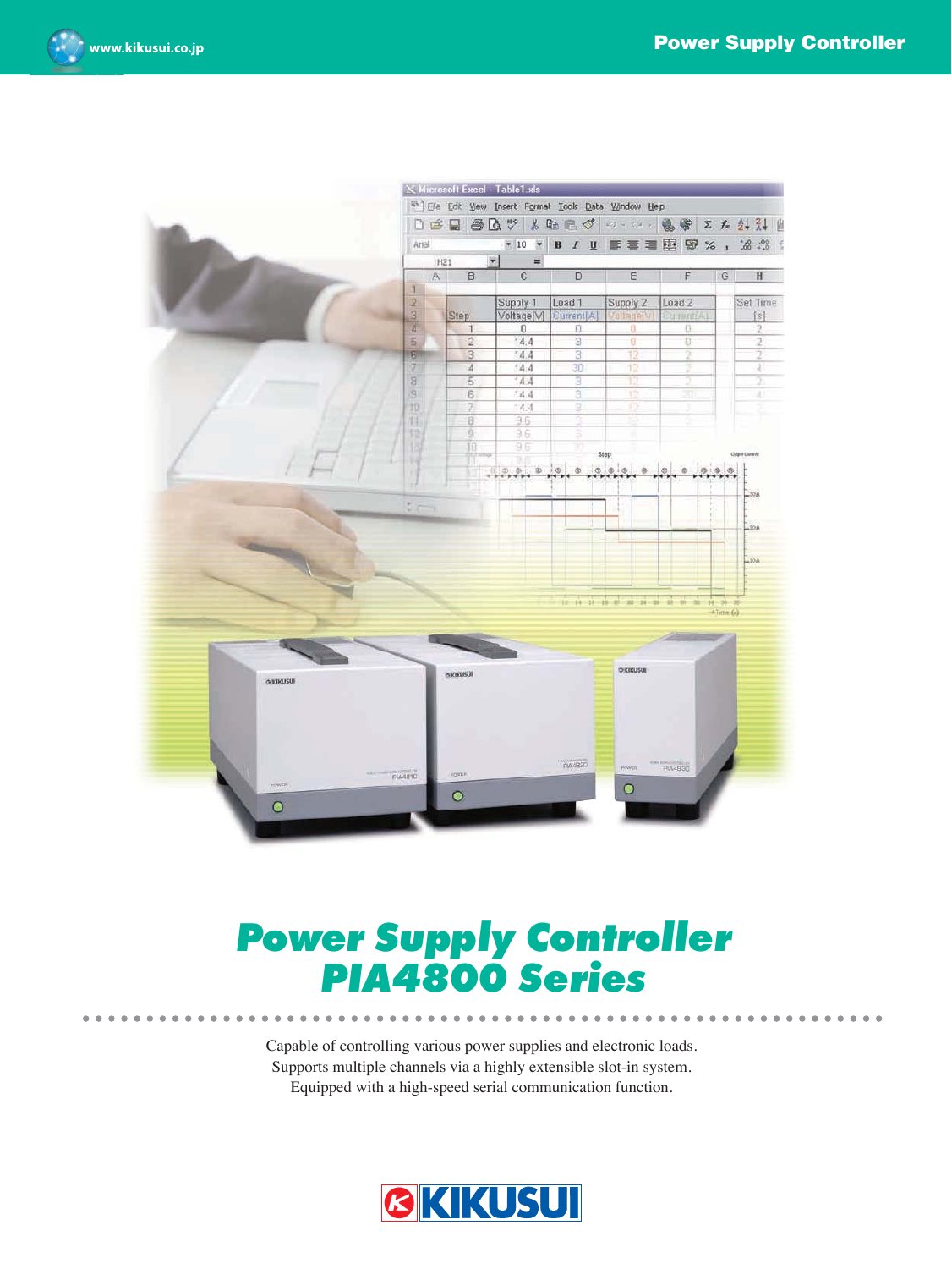# Power Supply Controller PIA4800 Series

Capable of controlling various power supplies and electronic loads.
Supports multiple channels via a highly extensible slot-in system.
Equipped with a high-speed serial communication function.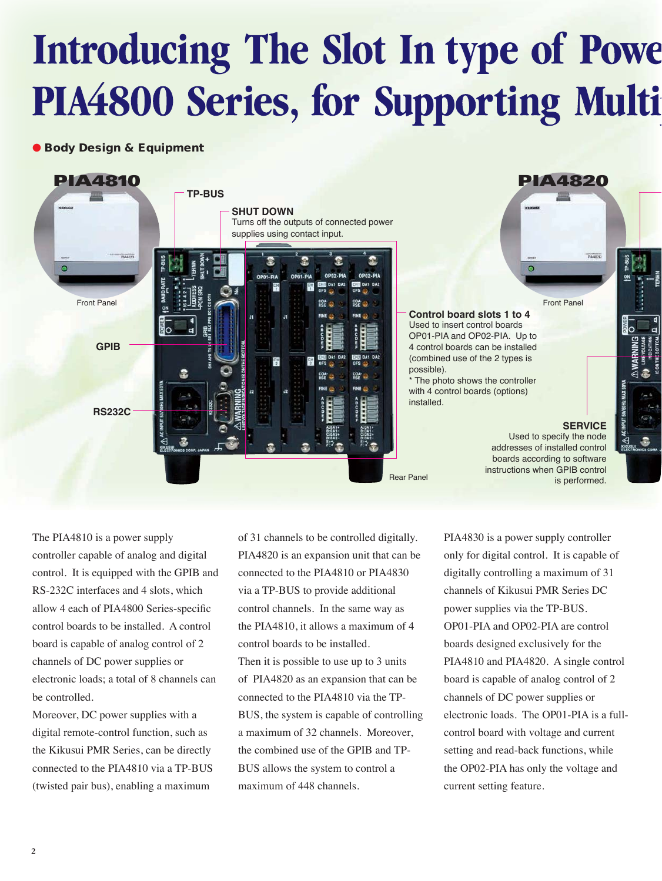# Introducing The Slot In type of Powe PIA4800 Series, for Supporting Multi

● **Body Design & Equipment**

**PIA4810**

**TP-BUS**

**SHUT DOWN**
Turns off the outputs of connected power supplies using contact input.

Front Panel

**GPIB**

**RS232C**

**Control board slots 1 to 4**
Used to insert control boards OP01-PIA and OP02-PIA. Up to 4 control boards can be installed (combined use of the 2 types is possible).
* The photo shows the controller with 4 control boards (options) installed.

Rear Panel

**PIA4820**

Front Panel

**SERVICE**
Used to specify the node addresses of installed control boards according to software instructions when GPIB control is performed.

The PIA4810 is a power supply controller capable of analog and digital control. It is equipped with the GPIB and RS-232C interfaces and 4 slots, which allow 4 each of PIA4800 Series-specific control boards to be installed. A control board is capable of analog control of 2 channels of DC power supplies or electronic loads; a total of 8 channels can be controlled.
Moreover, DC power supplies with a digital remote-control function, such as the Kikusui PMR Series, can be directly connected to the PIA4810 via a TP-BUS (twisted pair bus), enabling a maximum of 31 channels to be controlled digitally.
PIA4820 is an expansion unit that can be connected to the PIA4810 or PIA4830 via a TP-BUS to provide additional control channels. In the same way as the PIA4810, it allows a maximum of 4 control boards to be installed.
Then it is possible to use up to 3 units of PIA4820 as an expansion that can be connected to the PIA4810 via the TP-BUS, the system is capable of controlling a maximum of 32 channels. Moreover, the combined use of the GPIB and TP-BUS allows the system to control a maximum of 448 channels.
PIA4830 is a power supply controller only for digital control. It is capable of digitally controlling a maximum of 31 channels of Kikusui PMR Series DC power supplies via the TP-BUS.
OP01-PIA and OP02-PIA are control boards designed exclusively for the PIA4810 and PIA4820. A single control board is capable of analog control of 2 channels of DC power supplies or electronic loads. The OP01-PIA is a full-control board with voltage and current setting and read-back functions, while the OP02-PIA has only the voltage and current setting feature.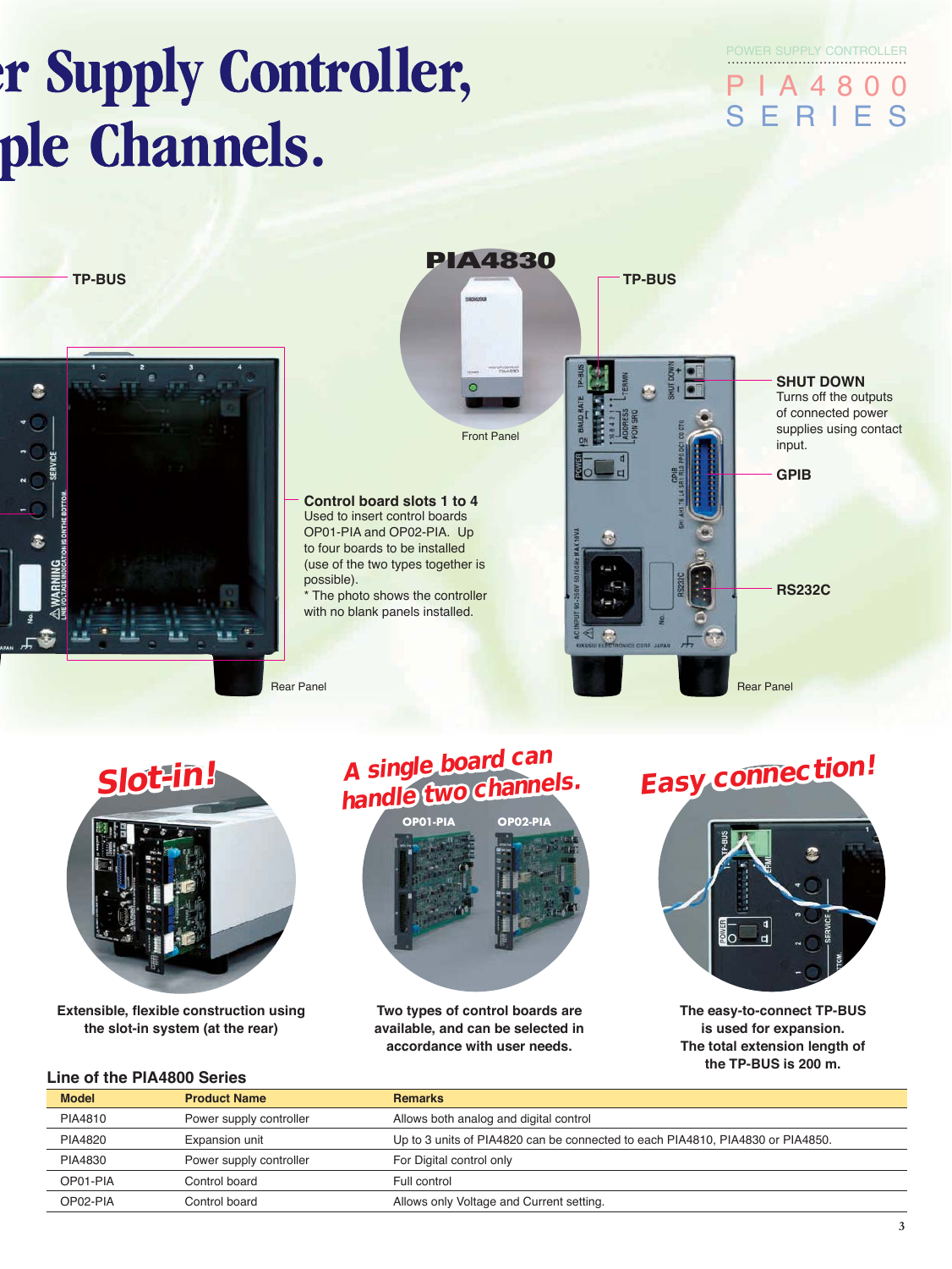# r Supply Controller, ple Channels.

POWER SUPPLY CONTROLLER

PIA4800 SERIES

TP-BUS

**PIA4830**

Front Panel

TP-BUS

**SHUT DOWN**
Turns off the outputs of connected power supplies using contact input.

**GPIB**

**RS232C**

**Control board slots 1 to 4**
Used to insert control boards OP01-PIA and OP02-PIA. Up to four boards to be installed (use of the two types together is possible).
* The photo shows the controller with no blank panels installed.

Rear Panel

Rear Panel

## Slot-in!

**Extensible, flexible construction using the slot-in system (at the rear)**

## A single board can handle two channels.

OP01-PIA OP02-PIA

**Two types of control boards are available, and can be selected in accordance with user needs.**

## Easy connection!

**The easy-to-connect TP-BUS is used for expansion. The total extension length of the TP-BUS is 200 m.**

### Line of the PIA4800 Series

| Model | Product Name | Remarks |
|---|---|---|
| PIA4810 | Power supply controller | Allows both analog and digital control |
| PIA4820 | Expansion unit | Up to 3 units of PIA4820 can be connected to each PIA4810, PIA4830 or PIA4850. |
| PIA4830 | Power supply controller | For Digital control only |
| OP01-PIA | Control board | Full control |
| OP02-PIA | Control board | Allows only Voltage and Current setting. |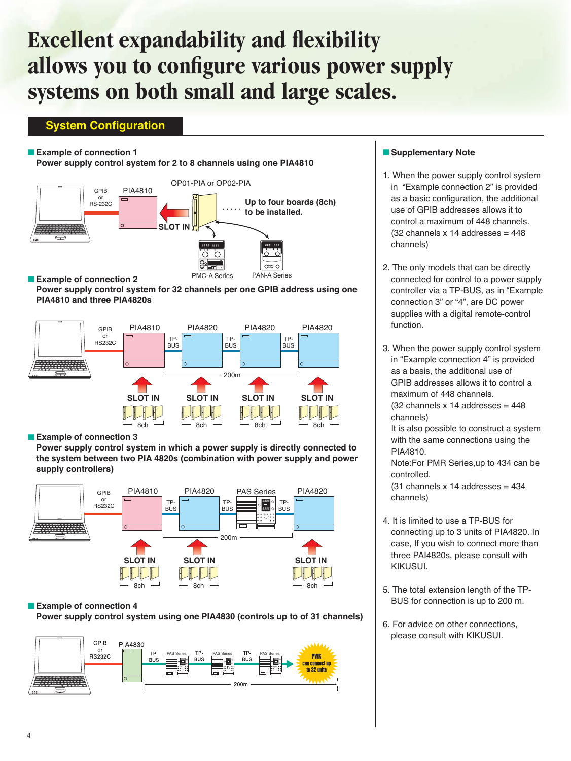# Excellent expandability and flexibility allows you to configure various power supply systems on both small and large scales.

## System Configuration

### Example of connection 1

**Power supply control system for 2 to 8 channels using one PIA4810**

GPIB or RS-232C  
PIA4810  
OP01-PIA or OP02-PIA  
SLOT IN  
Up to four boards (8ch) to be installed.  
PMC-A Series  
PAN-A Series

### Example of connection 2

**Power supply control system for 32 channels per one GPIB address using one PIA4810 and three PIA4820s**

GPIB or RS232C  
PIA4810 — TP-BUS — PIA4820 — TP-BUS — PIA4820 — TP-BUS — PIA4820  
200m  
SLOT IN 8ch | SLOT IN 8ch | SLOT IN 8ch | SLOT IN 8ch

### Example of connection 3

**Power supply control system in which a power supply is directly connected to the system between two PIA 4820s (combination with power supply and power supply controllers)**

GPIB or RS232C  
PIA4810 — TP-BUS — PIA4820 — TP-BUS — PAS Series — TP-BUS — PIA4820  
200m  
SLOT IN 8ch | SLOT IN 8ch | SLOT IN 8ch

### Example of connection 4

**Power supply control system using one PIA4830 (controls up to of 31 channels)**

GPIB or RS232C  
PIA4830 — TP-BUS — PAS Series — TP-BUS — PAS Series — TP-BUS — PAS Series  
PWR can connect up to 32 units  
200m

### Supplementary Note

1. When the power supply control system in "Example connection 2" is provided as a basic configuration, the additional use of GPIB addresses allows it to control a maximum of 448 channels.  
   (32 channels x 14 addresses = 448 channels)

2. The only models that can be directly connected for control to a power supply controller via a TP-BUS, as in "Example connection 3" or "4", are DC power supplies with a digital remote-control function.

3. When the power supply control system in "Example connection 4" is provided as a basis, the additional use of GPIB addresses allows it to control a maximum of 448 channels.  
   (32 channels x 14 addresses = 448 channels)  
   It is also possible to construct a system with the same connections using the PIA4810.  
   Note:For PMR Series,up to 434 can be controlled.  
   (31 channels x 14 addresses = 434 channels)

4. It is limited to use a TP-BUS for connecting up to 3 units of PIA4820. In case, If you wish to connect more than three PAI4820s, please consult with KIKUSUI.

5. The total extension length of the TP-BUS for connection is up to 200 m.

6. For advice on other connections, please consult with KIKUSUI.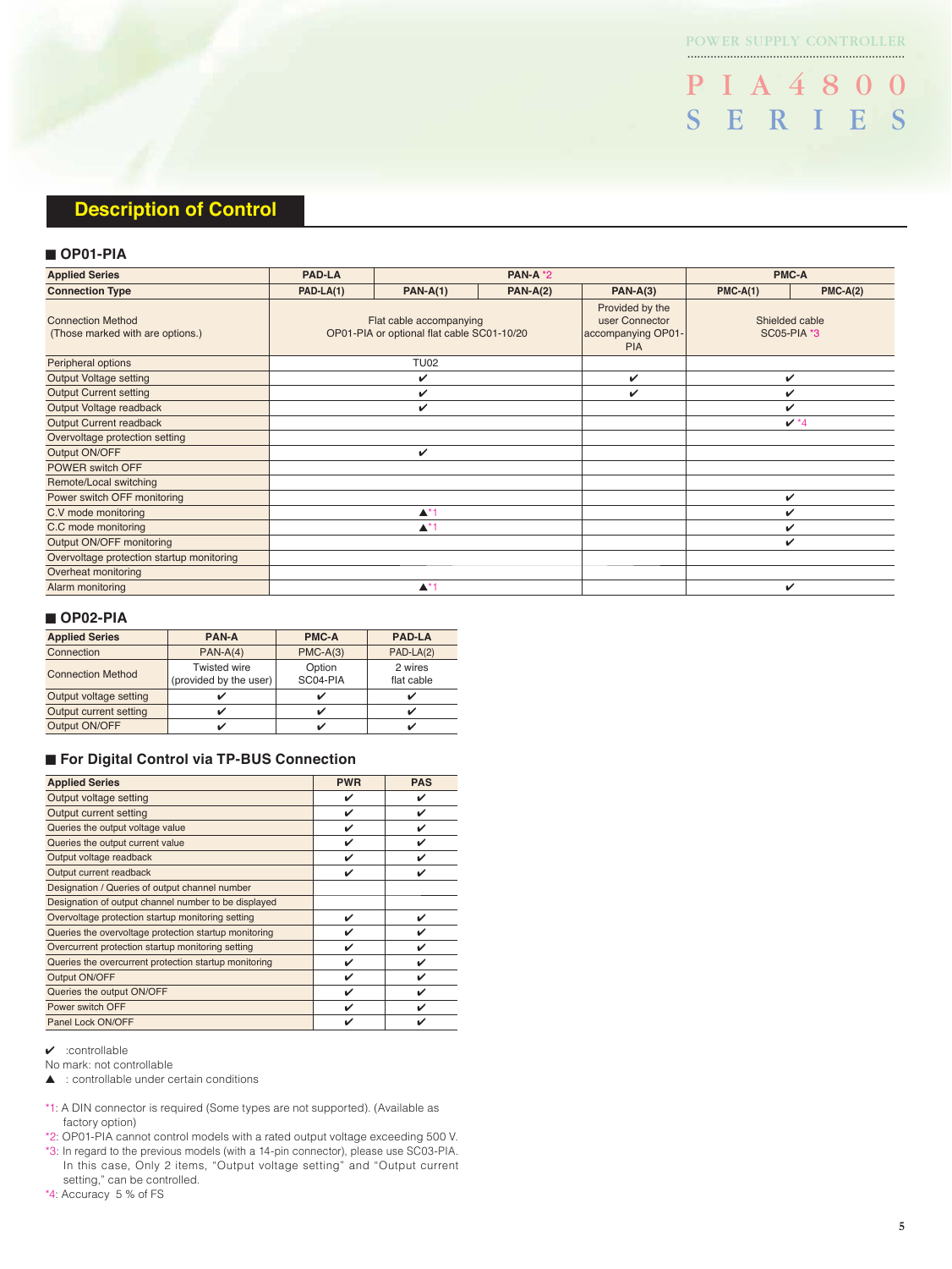## Description of Control

### OP01-PIA

| Applied Series | PAD-LA | PAN-A *2 | | | PMC-A | |
|---|---|---|---|---|---|---|
| Connection Type | PAD-LA(1) | PAN-A(1) | PAN-A(2) | PAN-A(3) | PMC-A(1) | PMC-A(2) |
| Connection Method (Those marked with are options.) | Flat cable accompanying OP01-PIA or optional flat cable SC01-10/20 | | | Provided by the user Connector accompanying OP01-PIA | Shielded cable SC05-PIA *3 | |
| Peripheral options | TU02 | | | | | |
| Output Voltage setting | ✔ | | | ✔ | ✔ | |
| Output Current setting | ✔ | | | ✔ | ✔ | |
| Output Voltage readback | ✔ | | | | ✔ | |
| Output Current readback | | | | | ✔ *4 | |
| Overvoltage protection setting | | | | | | |
| Output ON/OFF | ✔ | | | | | |
| POWER switch OFF | | | | | | |
| Remote/Local switching | | | | | | |
| Power switch OFF monitoring | | | | | ✔ | |
| C.V mode monitoring | ▲*1 | | | | ✔ | |
| C.C mode monitoring | ▲*1 | | | | ✔ | |
| Output ON/OFF monitoring | | | | | ✔ | |
| Overvoltage protection startup monitoring | | | | | | |
| Overheat monitoring | | | | | | |
| Alarm monitoring | ▲*1 | | | | ✔ | |

### OP02-PIA

| Applied Series | PAN-A | PMC-A | PAD-LA |
|---|---|---|---|
| Connection | PAN-A(4) | PMC-A(3) | PAD-LA(2) |
| Connection Method | Twisted wire (provided by the user) | Option SC04-PIA | 2 wires flat cable |
| Output voltage setting | ✔ | ✔ | ✔ |
| Output current setting | ✔ | ✔ | ✔ |
| Output ON/OFF | ✔ | ✔ | ✔ |

### For Digital Control via TP-BUS Connection

| Applied Series | PWR | PAS |
|---|---|---|
| Output voltage setting | ✔ | ✔ |
| Output current setting | ✔ | ✔ |
| Queries the output voltage value | ✔ | ✔ |
| Queries the output current value | ✔ | ✔ |
| Output voltage readback | ✔ | ✔ |
| Output current readback | ✔ | ✔ |
| Designation / Queries of output channel number | | |
| Designation of output channel number to be displayed | | |
| Overvoltage protection startup monitoring setting | ✔ | ✔ |
| Queries the overvoltage protection startup monitoring | ✔ | ✔ |
| Overcurrent protection startup monitoring setting | ✔ | ✔ |
| Queries the overcurrent protection startup monitoring | ✔ | ✔ |
| Output ON/OFF | ✔ | ✔ |
| Queries the output ON/OFF | ✔ | ✔ |
| Power switch OFF | ✔ | ✔ |
| Panel Lock ON/OFF | ✔ | ✔ |

✔ :controllable
No mark: not controllable
▲ : controllable under certain conditions

*1: A DIN connector is required (Some types are not supported). (Available as factory option)
*2: OP01-PIA cannot control models with a rated output voltage exceeding 500 V.
*3: In regard to the previous models (with a 14-pin connector), please use SC03-PIA. In this case, Only 2 items, "Output voltage setting" and "Output current setting," can be controlled.
*4: Accuracy 5 % of FS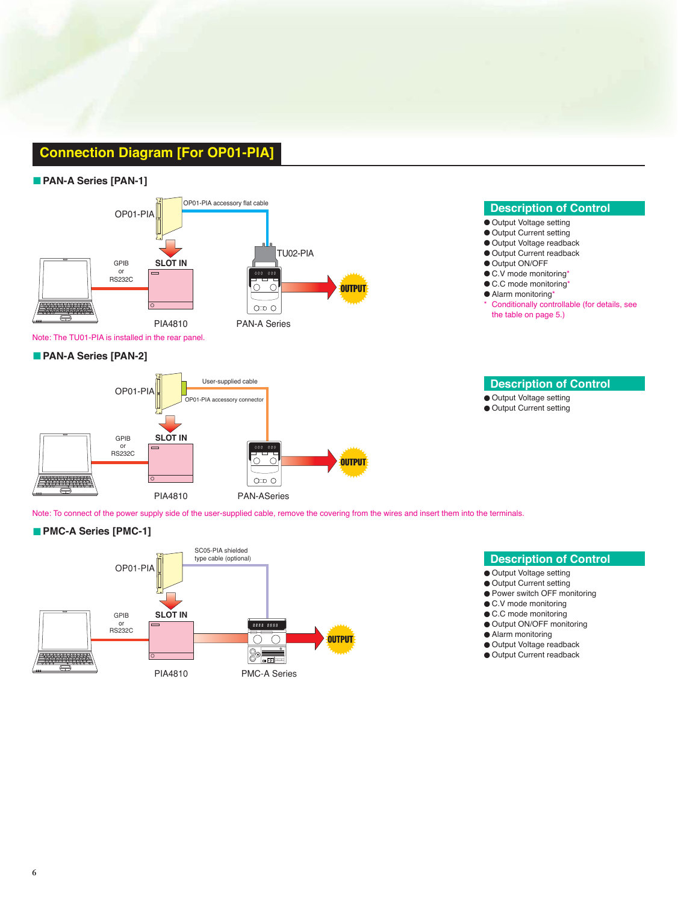# Connection Diagram [For OP01-PIA]

## PAN-A Series [PAN-1]

OP01-PIA

OP01-PIA accessory flat cable

TU02-PIA

GPIB or RS232C

SLOT IN

OUTPUT

PIA4810

PAN-A Series

Note: The TU01-PIA is installed in the rear panel.

### Description of Control

- Output Voltage setting
- Output Current setting
- Output Voltage readback
- Output Current readback
- Output ON/OFF
- C.V mode monitoring*
- C.C mode monitoring*
- Alarm monitoring*

\* Conditionally controllable (for details, see the table on page 5.)

## PAN-A Series [PAN-2]

OP01-PIA

User-supplied cable

OP01-PIA accessory connector

GPIB or RS232C

SLOT IN

OUTPUT

PIA4810

PAN-ASeries

Note: To connect of the power supply side of the user-supplied cable, remove the covering from the wires and insert them into the terminals.

### Description of Control

- Output Voltage setting
- Output Current setting

## PMC-A Series [PMC-1]

OP01-PIA

SC05-PIA shielded type cable (optional)

GPIB or RS232C

SLOT IN

OUTPUT

PIA4810

PMC-A Series

### Description of Control

- Output Voltage setting
- Output Current setting
- Power switch OFF monitoring
- C.V mode monitoring
- C.C mode monitoring
- Output ON/OFF monitoring
- Alarm monitoring
- Output Voltage readback
- Output Current readback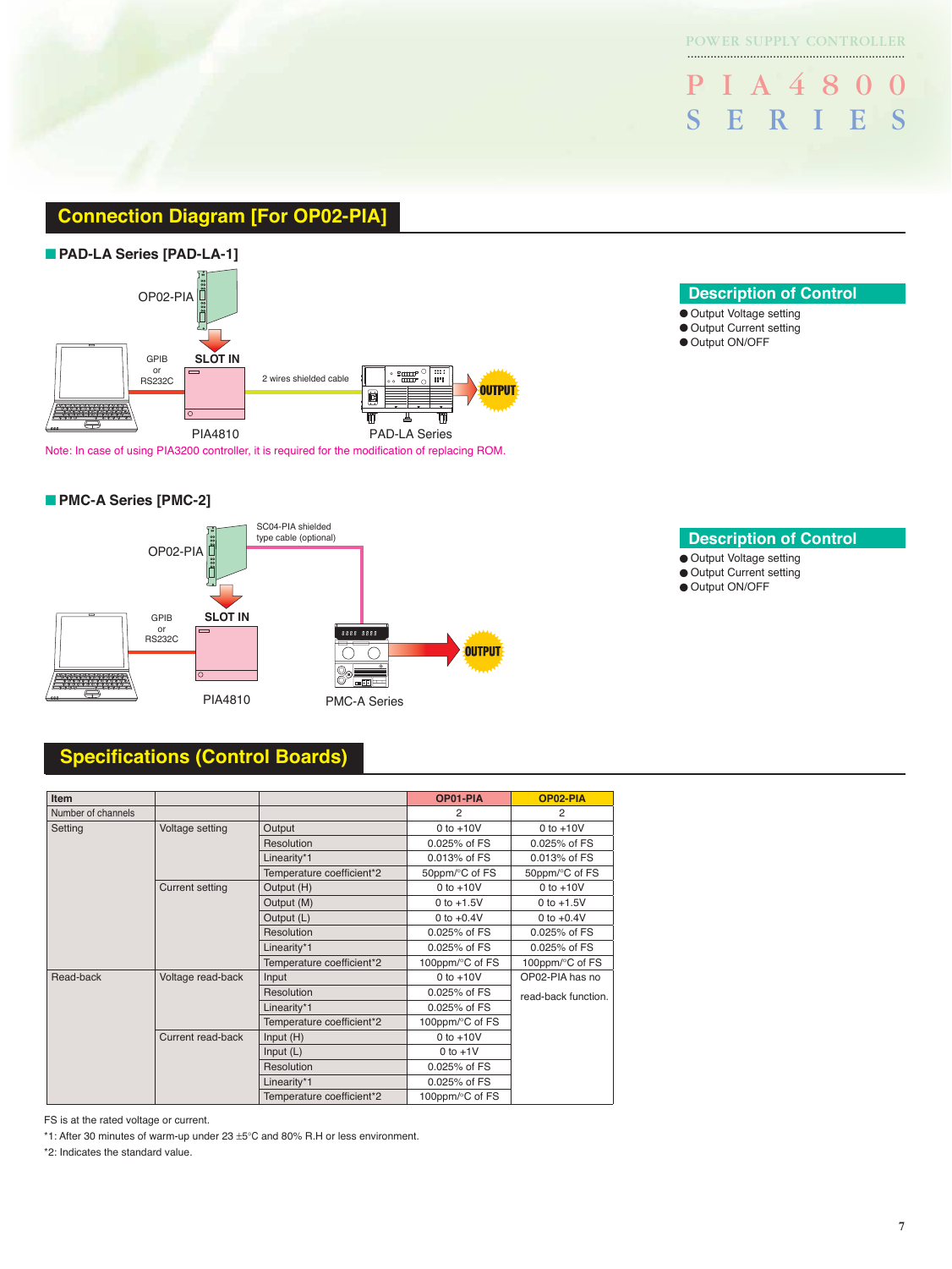## Connection Diagram [For OP02-PIA]

### PAD-LA Series [PAD-LA-1]

OP02-PIA

GPIB or RS232C

SLOT IN

2 wires shielded cable

OUTPUT

PIA4810

PAD-LA Series

Note: In case of using PIA3200 controller, it is required for the modification of replacing ROM.

**Description of Control**

- Output Voltage setting
- Output Current setting
- Output ON/OFF

### PMC-A Series [PMC-2]

OP02-PIA

SC04-PIA shielded type cable (optional)

GPIB or RS232C

SLOT IN

OUTPUT

PIA4810

PMC-A Series

**Description of Control**

- Output Voltage setting
- Output Current setting
- Output ON/OFF

## Specifications (Control Boards)

| Item | | | OP01-PIA | OP02-PIA |
|---|---|---|---|---|
| Number of channels | | | 2 | 2 |
| Setting | Voltage setting | Output | 0 to +10V | 0 to +10V |
| | | Resolution | 0.025% of FS | 0.025% of FS |
| | | Linearity*1 | 0.013% of FS | 0.013% of FS |
| | | Temperature coefficient*2 | 50ppm/°C of FS | 50ppm/°C of FS |
| | Current setting | Output (H) | 0 to +10V | 0 to +10V |
| | | Output (M) | 0 to +1.5V | 0 to +1.5V |
| | | Output (L) | 0 to +0.4V | 0 to +0.4V |
| | | Resolution | 0.025% of FS | 0.025% of FS |
| | | Linearity*1 | 0.025% of FS | 0.025% of FS |
| | | Temperature coefficient*2 | 100ppm/°C of FS | 100ppm/°C of FS |
| Read-back | Voltage read-back | Input | 0 to +10V | OP02-PIA has no read-back function. |
| | | Resolution | 0.025% of FS | |
| | | Linearity*1 | 0.025% of FS | |
| | | Temperature coefficient*2 | 100ppm/°C of FS | |
| | Current read-back | Input (H) | 0 to +10V | |
| | | Input (L) | 0 to +1V | |
| | | Resolution | 0.025% of FS | |
| | | Linearity*1 | 0.025% of FS | |
| | | Temperature coefficient*2 | 100ppm/°C of FS | |

FS is at the rated voltage or current.

*1: After 30 minutes of warm-up under 23 ±5°C and 80% R.H or less environment.

*2: Indicates the standard value.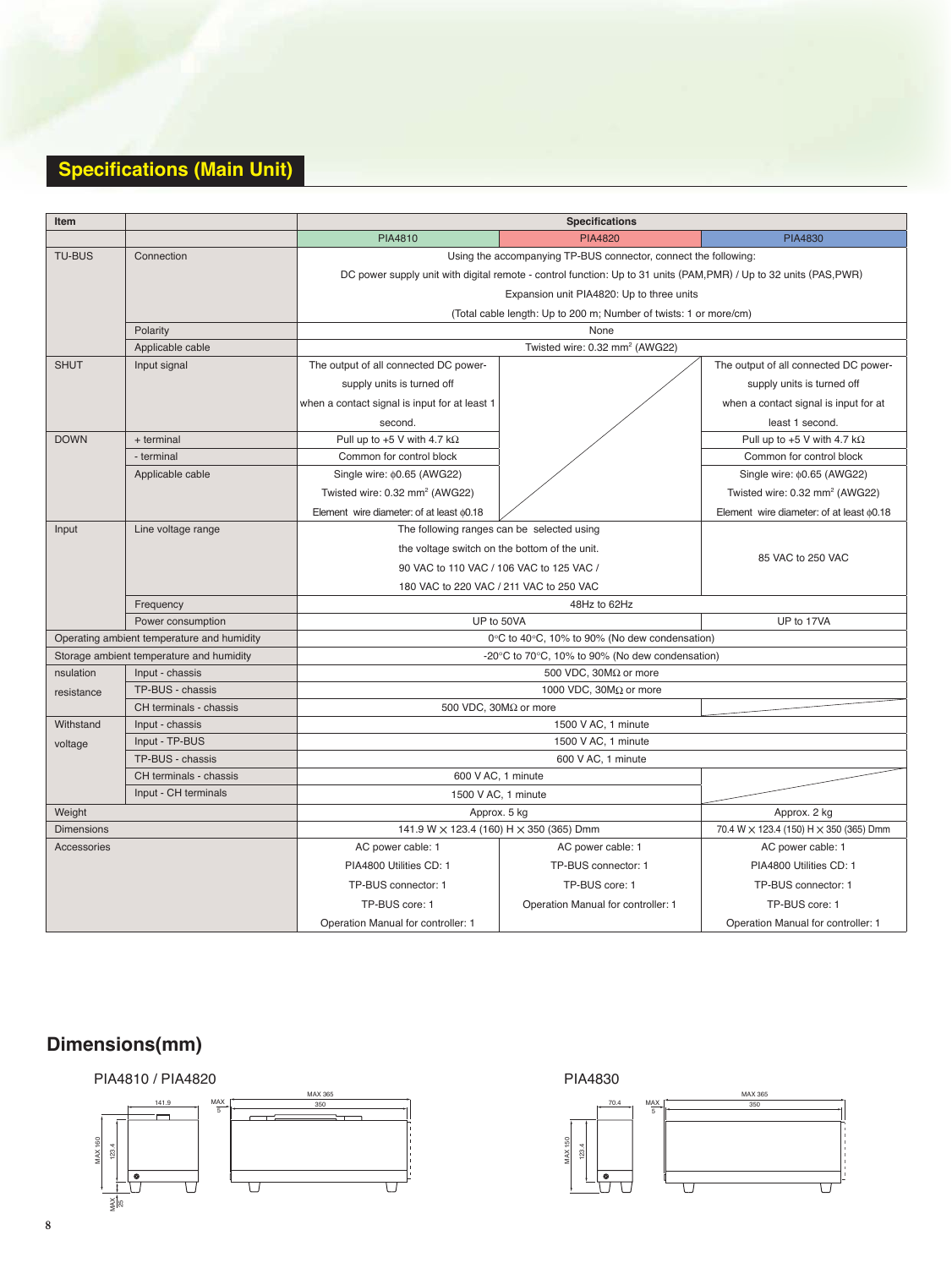## Specifications (Main Unit)

| Item | | Specifications | | |
|---|---|---|---|---|
| | | PIA4810 | PIA4820 | PIA4830 |
| TU-BUS | Connection | Using the accompanying TP-BUS connector, connect the following:<br>DC power supply unit with digital remote - control function: Up to 31 units (PAM,PMR) / Up to 32 units (PAS,PWR)<br>Expansion unit PIA4820: Up to three units<br>(Total cable length: Up to 200 m; Number of twists: 1 or more/cm) | | |
| | Polarity | None | | |
| | Applicable cable | Twisted wire: 0.32 mm² (AWG22) | | |
| SHUT | Input signal | The output of all connected DC power-supply units is turned off when a contact signal is input for at least 1 second. | | The output of all connected DC power-supply units is turned off when a contact signal is input for at least 1 second. |
| DOWN | + terminal | Pull up to +5 V with 4.7 kΩ | | Pull up to +5 V with 4.7 kΩ |
| | - terminal | Common for control block | | Common for control block |
| | Applicable cable | Single wire: ϕ0.65 (AWG22)<br>Twisted wire: 0.32 mm² (AWG22)<br>Element wire diameter: of at least ϕ0.18 | | Single wire: ϕ0.65 (AWG22)<br>Twisted wire: 0.32 mm² (AWG22)<br>Element wire diameter: of at least ϕ0.18 |
| Input | Line voltage range | The following ranges can be selected using the voltage switch on the bottom of the unit.<br>90 VAC to 110 VAC / 106 VAC to 125 VAC /<br>180 VAC to 220 VAC / 211 VAC to 250 VAC | | 85 VAC to 250 VAC |
| | Frequency | 48Hz to 62Hz | | |
| | Power consumption | UP to 50VA | | UP to 17VA |
| Operating ambient temperature and humidity | | 0°C to 40°C, 10% to 90% (No dew condensation) | | |
| Storage ambient temperature and humidity | | -20°C to 70°C, 10% to 90% (No dew condensation) | | |
| nsulation resistance | Input - chassis | 500 VDC, 30MΩ or more | | |
| | TP-BUS - chassis | 1000 VDC, 30MΩ or more | | |
| | CH terminals - chassis | 500 VDC, 30MΩ or more | | |
| Withstand voltage | Input - chassis | 1500 V AC, 1 minute | | |
| | Input - TP-BUS | 1500 V AC, 1 minute | | |
| | TP-BUS - chassis | 600 V AC, 1 minute | | |
| | CH terminals - chassis | 600 V AC, 1 minute | | |
| | Input - CH terminals | 1500 V AC, 1 minute | | |
| Weight | | Approx. 5 kg | | Approx. 2 kg |
| Dimensions | | 141.9 W × 123.4 (160) H × 350 (365) Dmm | | 70.4 W × 123.4 (150) H × 350 (365) Dmm |
| Accessories | | AC power cable: 1<br>PIA4800 Utilities CD: 1<br>TP-BUS connector: 1<br>TP-BUS core: 1<br>Operation Manual for controller: 1 | AC power cable: 1<br>TP-BUS connector: 1<br>TP-BUS core: 1<br>Operation Manual for controller: 1 | AC power cable: 1<br>PIA4800 Utilities CD: 1<br>TP-BUS connector: 1<br>TP-BUS core: 1<br>Operation Manual for controller: 1 |

## Dimensions(mm)

PIA4810 / PIA4820

PIA4830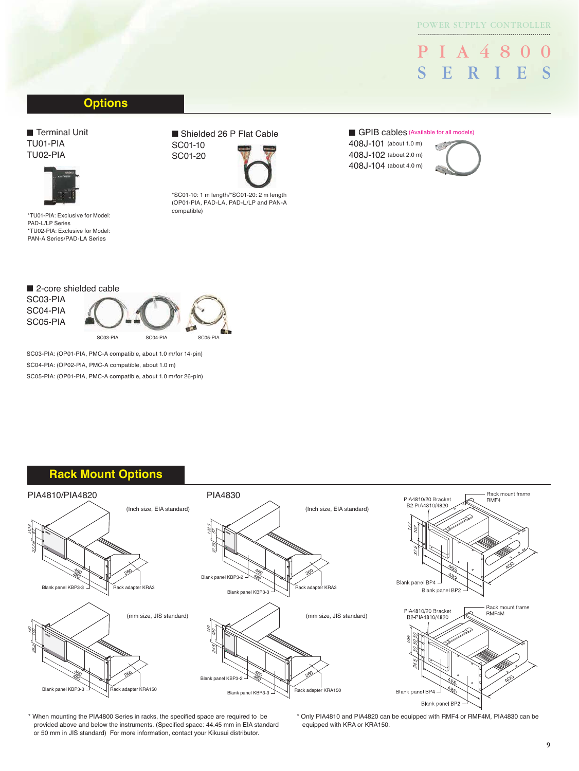## Options

### ■ Terminal Unit

TU01-PIA
TU02-PIA

*TU01-PIA: Exclusive for Model: PAD-L/LP Series
*TU02-PIA: Exclusive for Model: PAN-A Series/PAD-LA Series

### ■ Shielded 26 P Flat Cable

SC01-10
SC01-20

*SC01-10: 1 m length/*SC01-20: 2 m length (OP01-PIA, PAD-LA, PAD-L/LP and PAN-A compatible)

### ■ GPIB cables (Available for all models)

408J-101 (about 1.0 m)
408J-102 (about 2.0 m)
408J-104 (about 4.0 m)

### ■ 2-core shielded cable

SC03-PIA
SC04-PIA
SC05-PIA

SC03-PIA SC04-PIA SC05-PIA

SC03-PIA: (OP01-PIA, PMC-A compatible, about 1.0 m/for 14-pin)
SC04-PIA: (OP02-PIA, PMC-A compatible, about 1.0 m)
SC05-PIA: (OP01-PIA, PMC-A compatible, about 1.0 m/for 26-pin)

## Rack Mount Options

**PIA4810/PIA4820**

(Inch size, EIA standard)

132.5, 57, 37.75, 460, 482, 260

Blank panel KBP3-3 | Rack adapter KRA3

(mm size, JIS standard)

149, 100, 24.5, 460, 480, 260

Blank panel KBP3-3 | Rack adapter KRA150

**PIA4830**

(Inch size, EIA standard)

132.5, 57, 37.75, 460, 482, 260

Blank panel KBP3-2 | Blank panel KBP3-3 | Rack adapter KRA3

(mm size, JIS standard)

149, 100, 24.5, 460, 480, 260

Blank panel KBP3-2 | Blank panel KBP3-3 | Rack adapter KRA150

PIA4810/20 Bracket B2-PIA4810/4820 | Rack mount frame RMF4

177, 102, 37.5, 465, 482, 400

Blank panel BP4 | Blank panel BP2

PIA4810/20 Bracket B2-PIA4810/4820 | Rack mount frame RMF4M

199, 50, 50, 50, 24.5, 465, 480, 400

Blank panel BP4 | Blank panel BP2

* When mounting the PIA4800 Series in racks, the specified space are required to be provided above and below the instruments. (Specified space: 44.45 mm in EIA standard or 50 mm in JIS standard) For more information, contact your Kikusui distributor.

* Only PIA4810 and PIA4820 can be equipped with RMF4 or RMF4M, PIA4830 can be equipped with KRA or KRA150.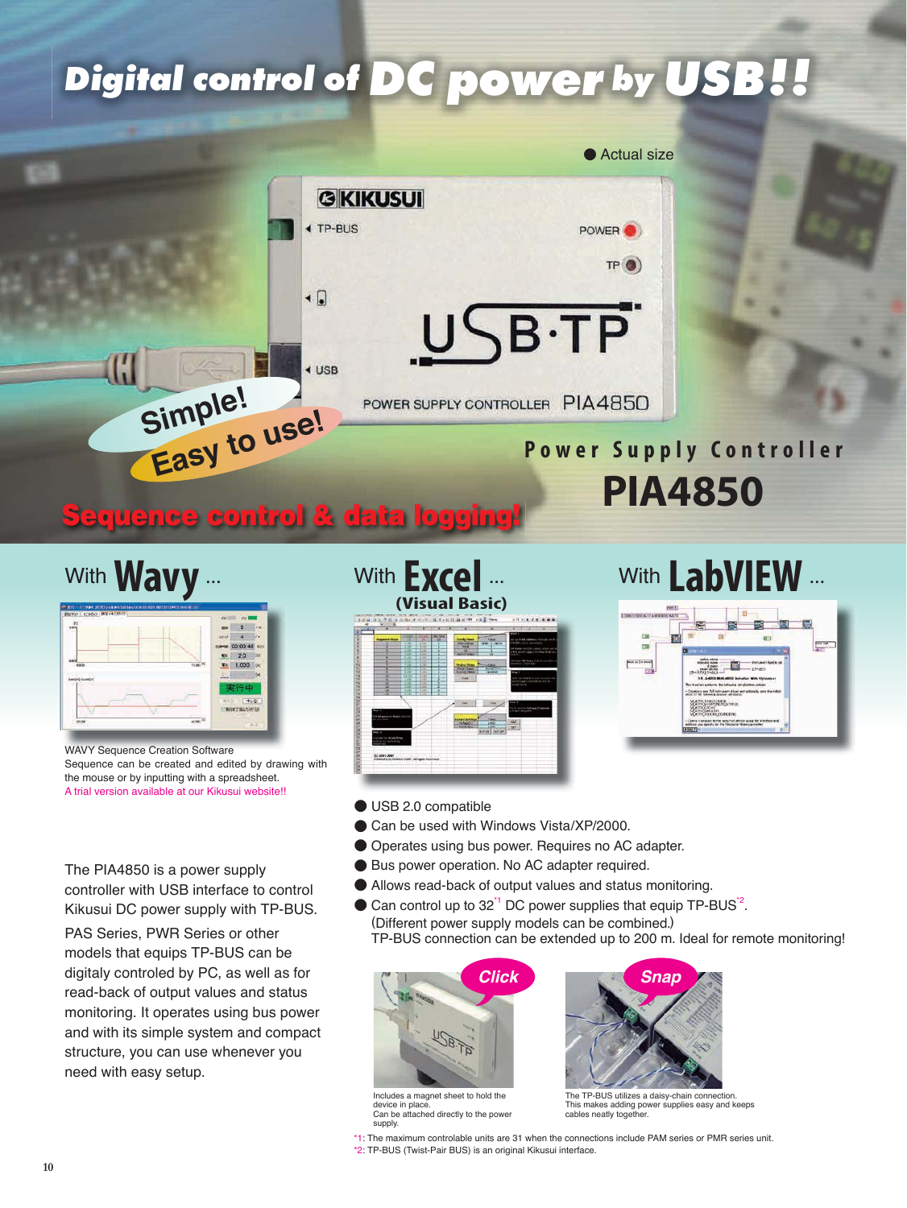# Digital control of DC power by USB!!

● Actual size

Simple! Easy to use!

## Power Supply Controller PIA4850

**Sequence control & data logging!**

### With Wavy ...

WAVY Sequence Creation Software
Sequence can be created and edited by drawing with the mouse or by inputting with a spreadsheet.
A trial version available at our Kikusui website!!

### With Excel ... (Visual Basic)

### With LabVIEW ...

The PIA4850 is a power supply controller with USB interface to control Kikusui DC power supply with TP-BUS.

PAS Series, PWR Series or other models that equips TP-BUS can be digitaly controled by PC, as well as for read-back of output values and status monitoring. It operates using bus power and with its simple system and compact structure, you can use whenever you need with easy setup.

- USB 2.0 compatible
- Can be used with Windows Vista/XP/2000.
- Operates using bus power. Requires no AC adapter.
- Bus power operation. No AC adapter required.
- Allows read-back of output values and status monitoring.
- Can control up to 32[*1] DC power supplies that equip TP-BUS[*2].
  (Different power supply models can be combined.)
  TP-BUS connection can be extended up to 200 m. Ideal for remote monitoring!

**Click**

Includes a magnet sheet to hold the device in place.
Can be attached directly to the power supply.

**Snap**

The TP-BUS utilizes a daisy-chain connection. This makes adding power supplies easy and keeps cables neatly together.

*1: The maximum controlable units are 31 when the connections include PAM series or PMR series unit.
*2: TP-BUS (Twist-Pair BUS) is an original Kikusui interface.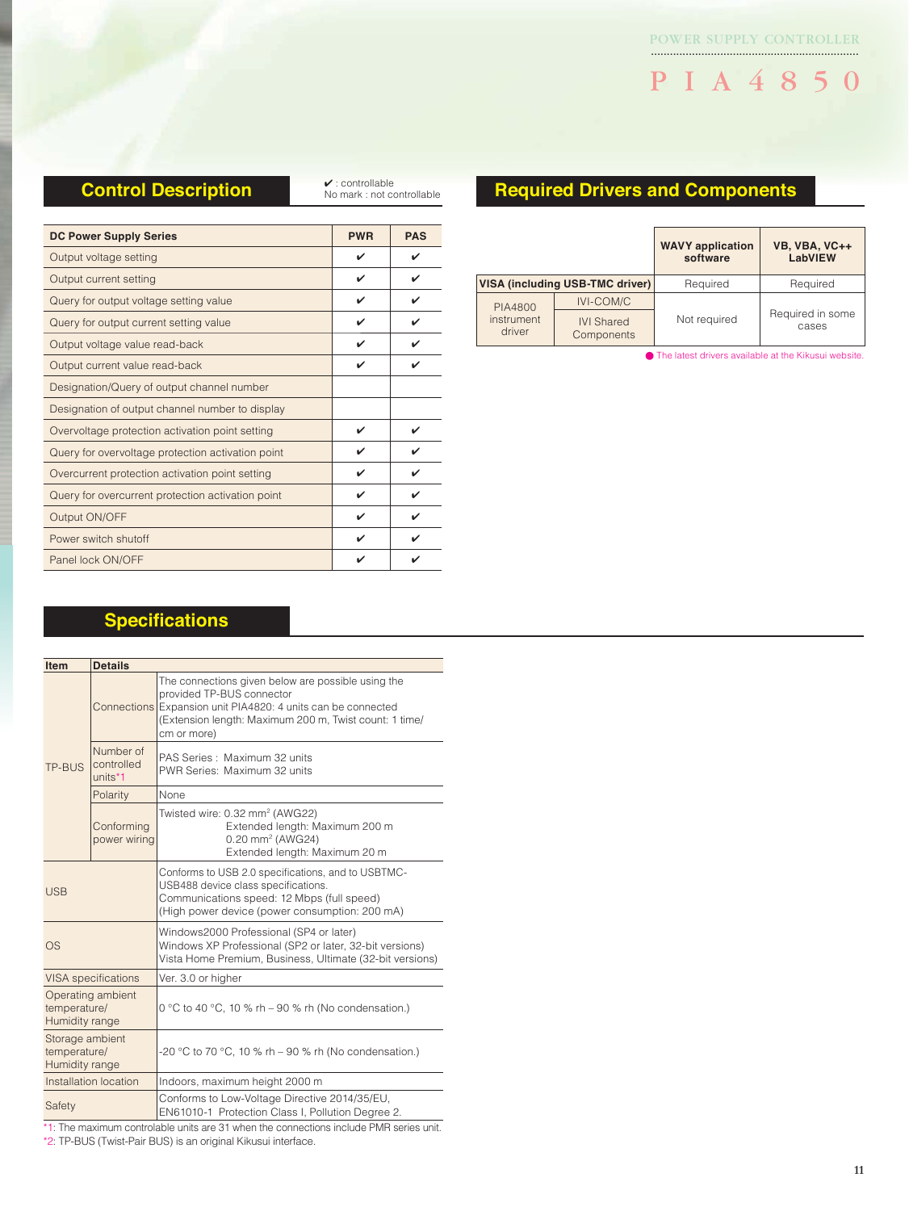## Control Description

✔ : controllable
No mark : not controllable

| DC Power Supply Series | PWR | PAS |
|---|---|---|
| Output voltage setting | ✔ | ✔ |
| Output current setting | ✔ | ✔ |
| Query for output voltage setting value | ✔ | ✔ |
| Query for output current setting value | ✔ | ✔ |
| Output voltage value read-back | ✔ | ✔ |
| Output current value read-back | ✔ | ✔ |
| Designation/Query of output channel number | | |
| Designation of output channel number to display | | |
| Overvoltage protection activation point setting | ✔ | ✔ |
| Query for overvoltage protection activation point | ✔ | ✔ |
| Overcurrent protection activation point setting | ✔ | ✔ |
| Query for overcurrent protection activation point | ✔ | ✔ |
| Output ON/OFF | ✔ | ✔ |
| Power switch shutoff | ✔ | ✔ |
| Panel lock ON/OFF | ✔ | ✔ |

## Required Drivers and Components

| | | WAVY application software | VB, VBA, VC++ LabVIEW |
|---|---|---|---|
| VISA (including USB-TMC driver) | | Required | Required |
| PIA4800 instrument driver | IVI-COM/C | Not required | Required in some cases |
| | IVI Shared Components | | |

● The latest drivers available at the Kikusui website.

## Specifications

| Item | | Details |
|---|---|---|
| TP-BUS | Connections | The connections given below are possible using the provided TP-BUS connector<br>Expansion unit PIA4820: 4 units can be connected<br>(Extension length: Maximum 200 m, Twist count: 1 time/cm or more) |
| | Number of controlled units*1 | PAS Series : Maximum 32 units<br>PWR Series: Maximum 32 units |
| | Polarity | None |
| | Conforming power wiring | Twisted wire: 0.32 mm² (AWG22)<br>Extended length: Maximum 200 m<br>0.20 mm² (AWG24)<br>Extended length: Maximum 20 m |
| USB | | Conforms to USB 2.0 specifications, and to USBTMC-USB488 device class specifications.<br>Communications speed: 12 Mbps (full speed)<br>(High power device (power consumption: 200 mA) |
| OS | | Windows2000 Professional (SP4 or later)<br>Windows XP Professional (SP2 or later, 32-bit versions)<br>Vista Home Premium, Business, Ultimate (32-bit versions) |
| VISA specifications | | Ver. 3.0 or higher |
| Operating ambient temperature/ Humidity range | | 0 °C to 40 °C, 10 % rh – 90 % rh (No condensation.) |
| Storage ambient temperature/ Humidity range | | -20 °C to 70 °C, 10 % rh – 90 % rh (No condensation.) |
| Installation location | | Indoors, maximum height 2000 m |
| Safety | | Conforms to Low-Voltage Directive 2014/35/EU,<br>EN61010-1 Protection Class I, Pollution Degree 2. |

*1: The maximum controlable units are 31 when the connections include PMR series unit.
*2: TP-BUS (Twist-Pair BUS) is an original Kikusui interface.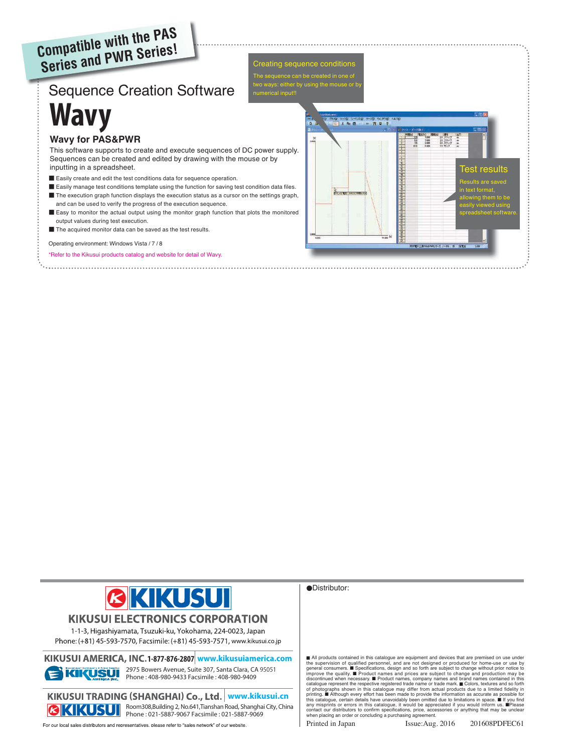Compatible with the PAS Series and PWR Series!

## Sequence Creation Software

# Wavy

### Wavy for PAS&PWR

This software supports to create and execute sequences of DC power supply. Sequences can be created and edited by drawing with the mouse or by inputting in a spreadsheet.

- Easily create and edit the test conditions data for sequence operation.
- Easily manage test conditions template using the function for saving test condition data files.
- The execution graph function displays the execution status as a cursor on the settings graph, and can be used to verify the progress of the execution sequence.
- Easy to monitor the actual output using the monitor graph function that plots the monitored output values during test execution.
- The acquired monitor data can be saved as the test results.

Operating environment: Windows Vista / 7 / 8

*Refer to the Kikusui products catalog and website for detail of Wavy.

**Creating sequence conditions**

The sequence can be created in one of two ways: either by using the mouse or by numerical input!!

**Test results**

Results are saved in text format, allowing them to be easily viewed using spreadsheet software.

---

**KIKUSUI ELECTRONICS CORPORATION**
1-1-3, Higashiyamata, Tsuzuki-ku, Yokohama, 224-0023, Japan
Phone: (+81) 45-593-7570, Facsimile: (+81) 45-593-7571, www.kikusui.co.jp

**KIKUSUI AMERICA, INC.** 1-877-876-2807 www.kikusuiamerica.com
2975 Bowers Avenue, Suite 307, Santa Clara, CA 95051
Phone : 408-980-9433 Facsimile : 408-980-9409

**KIKUSUI TRADING (SHANGHAI) Co., Ltd.** www.kikusui.cn
Room308,Building 2, No.641,Tianshan Road, Shanghai City, China
Phone : 021-5887-9067 Facsimile : 021-5887-9069

For our local sales distributors and representatives, please refer to "sales network" of our website.

●Distributor:

■ All products contained in this catalogue are equipment and devices that are premised on use under the supervision of qualified personnel, and are not designed or produced for home-use or use by general consumers. ■ Specifications, design and so forth are subject to change without prior notice to improve the quality. ■ Product names and prices are subject to change and production may be discontinued when necessary. ■ Product names, company names and brand names contained in this catalogue represent the respective registered trade name or trade mark. ■ Colors, textures and so forth of photographs shown in this catalogue may differ from actual products due to a limited fidelity in printing. ■ Although every effort has been made to provide the information as accurate as possible for this catalogue, certain details have unavoidably been omitted due to limitations in space. ■ If you find any misprints or errors in this catalogue, it would be appreciated if you would inform us. ■Please contact our distributors to confirm specifications, price, accessories or anything that may be unclear when placing an order or concluding a purchasing agreement.

Printed in Japan Issue:Aug. 2016 201608PDFEC61